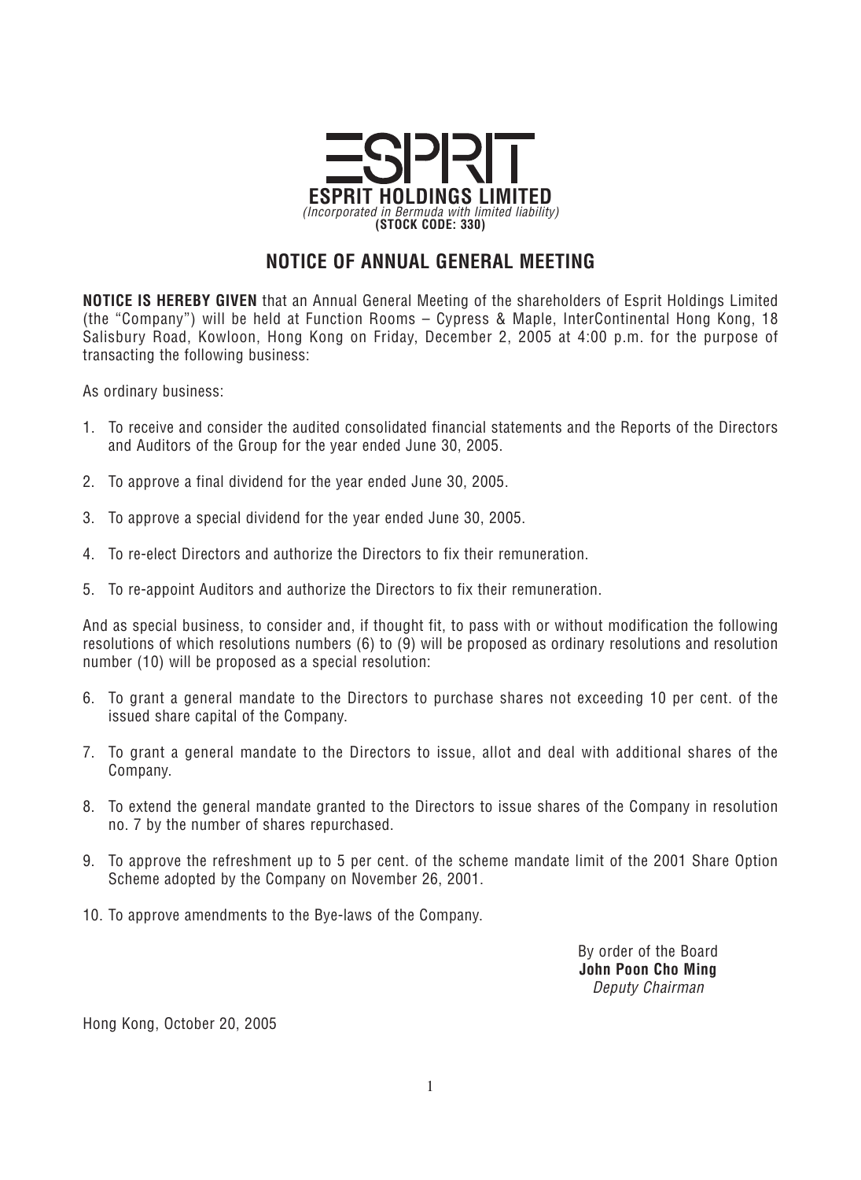**ESPRIT HOLDINGS LIMITED**

*(Incorporated in Bermuda with limited liability)*

**(STOCK CODE: 330)**

# NOTICE OF ANNUAL GENERAL MEETING

**NOTICE IS HEREBY GIVEN** that an Annual General Meeting of the shareholders of Esprit Holdings Limited (the "Company") will be held at Function Rooms – Cypress & Maple, InterContinental Hong Kong, 18 Salisbury Road, Kowloon, Hong Kong on Friday, December 2, 2005 at 4:00 p.m. for the purpose of transacting the following business:

As ordinary business:

1. To receive and consider the audited consolidated financial statements and the Reports of the Directors and Auditors of the Group for the year ended June 30, 2005.

2. To approve a final dividend for the year ended June 30, 2005.

3. To approve a special dividend for the year ended June 30, 2005.

4. To re-elect Directors and authorize the Directors to fix their remuneration.

5. To re-appoint Auditors and authorize the Directors to fix their remuneration.

And as special business, to consider and, if thought fit, to pass with or without modification the following resolutions of which resolutions numbers (6) to (9) will be proposed as ordinary resolutions and resolution number (10) will be proposed as a special resolution:

6. To grant a general mandate to the Directors to purchase shares not exceeding 10 per cent. of the issued share capital of the Company.

7. To grant a general mandate to the Directors to issue, allot and deal with additional shares of the Company.

8. To extend the general mandate granted to the Directors to issue shares of the Company in resolution no. 7 by the number of shares repurchased.

9. To approve the refreshment up to 5 per cent. of the scheme mandate limit of the 2001 Share Option Scheme adopted by the Company on November 26, 2001.

10. To approve amendments to the Bye-laws of the Company.

By order of the Board
**John Poon Cho Ming**
*Deputy Chairman*

Hong Kong, October 20, 2005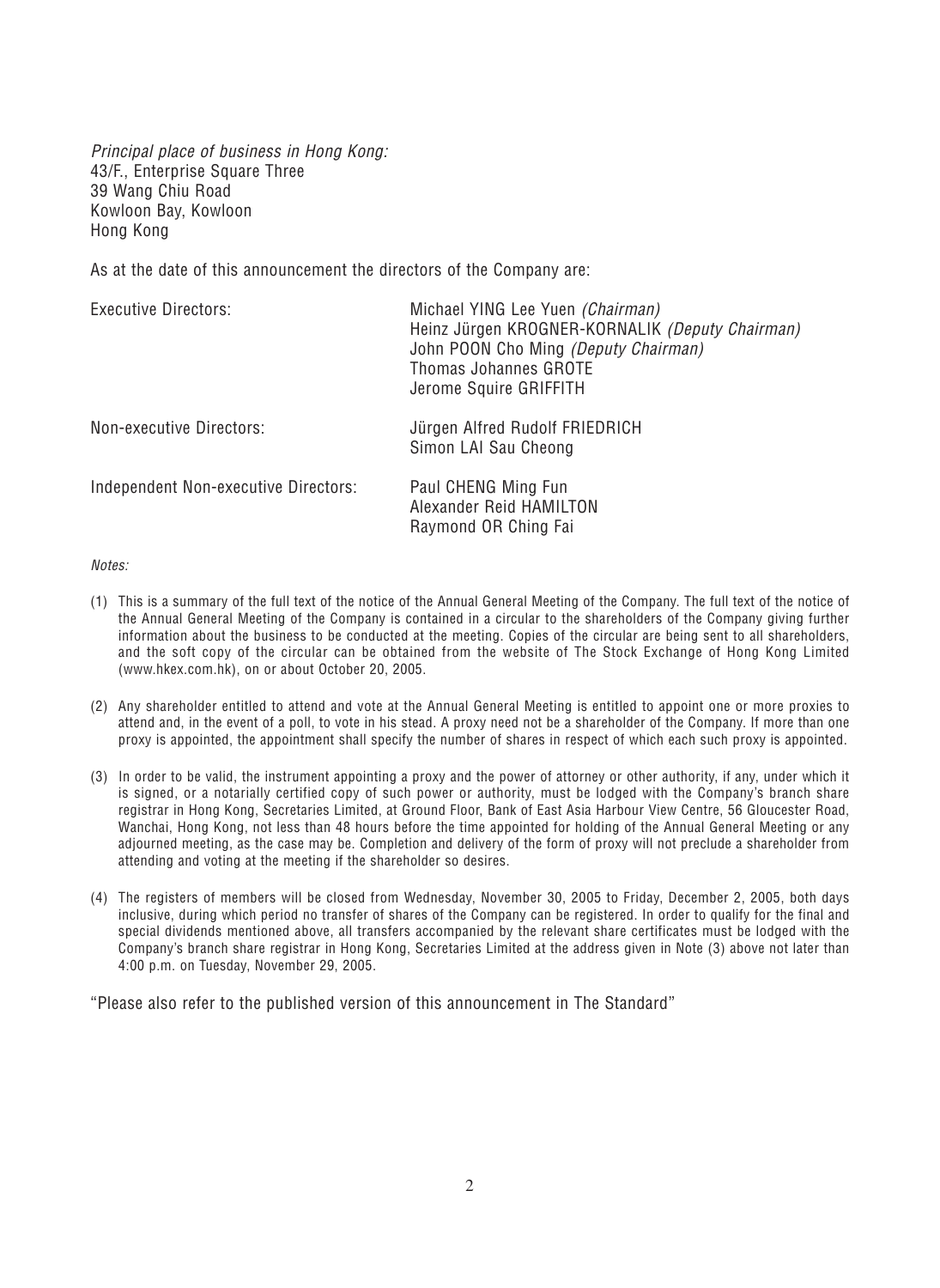*Principal place of business in Hong Kong:*
43/F., Enterprise Square Three
39 Wang Chiu Road
Kowloon Bay, Kowloon
Hong Kong

As at the date of this announcement the directors of the Company are:

| | |
|---|---|
| Executive Directors: | Michael YING Lee Yuen *(Chairman)*<br>Heinz Jürgen KROGNER-KORNALIK *(Deputy Chairman)*<br>John POON Cho Ming *(Deputy Chairman)*<br>Thomas Johannes GROTE<br>Jerome Squire GRIFFITH |
| Non-executive Directors: | Jürgen Alfred Rudolf FRIEDRICH<br>Simon LAI Sau Cheong |
| Independent Non-executive Directors: | Paul CHENG Ming Fun<br>Alexander Reid HAMILTON<br>Raymond OR Ching Fai |

*Notes:*

(1) This is a summary of the full text of the notice of the Annual General Meeting of the Company. The full text of the notice of the Annual General Meeting of the Company is contained in a circular to the shareholders of the Company giving further information about the business to be conducted at the meeting. Copies of the circular are being sent to all shareholders, and the soft copy of the circular can be obtained from the website of The Stock Exchange of Hong Kong Limited (www.hkex.com.hk), on or about October 20, 2005.

(2) Any shareholder entitled to attend and vote at the Annual General Meeting is entitled to appoint one or more proxies to attend and, in the event of a poll, to vote in his stead. A proxy need not be a shareholder of the Company. If more than one proxy is appointed, the appointment shall specify the number of shares in respect of which each such proxy is appointed.

(3) In order to be valid, the instrument appointing a proxy and the power of attorney or other authority, if any, under which it is signed, or a notarially certified copy of such power or authority, must be lodged with the Company's branch share registrar in Hong Kong, Secretaries Limited, at Ground Floor, Bank of East Asia Harbour View Centre, 56 Gloucester Road, Wanchai, Hong Kong, not less than 48 hours before the time appointed for holding of the Annual General Meeting or any adjourned meeting, as the case may be. Completion and delivery of the form of proxy will not preclude a shareholder from attending and voting at the meeting if the shareholder so desires.

(4) The registers of members will be closed from Wednesday, November 30, 2005 to Friday, December 2, 2005, both days inclusive, during which period no transfer of shares of the Company can be registered. In order to qualify for the final and special dividends mentioned above, all transfers accompanied by the relevant share certificates must be lodged with the Company's branch share registrar in Hong Kong, Secretaries Limited at the address given in Note (3) above not later than 4:00 p.m. on Tuesday, November 29, 2005.

"Please also refer to the published version of this announcement in The Standard"